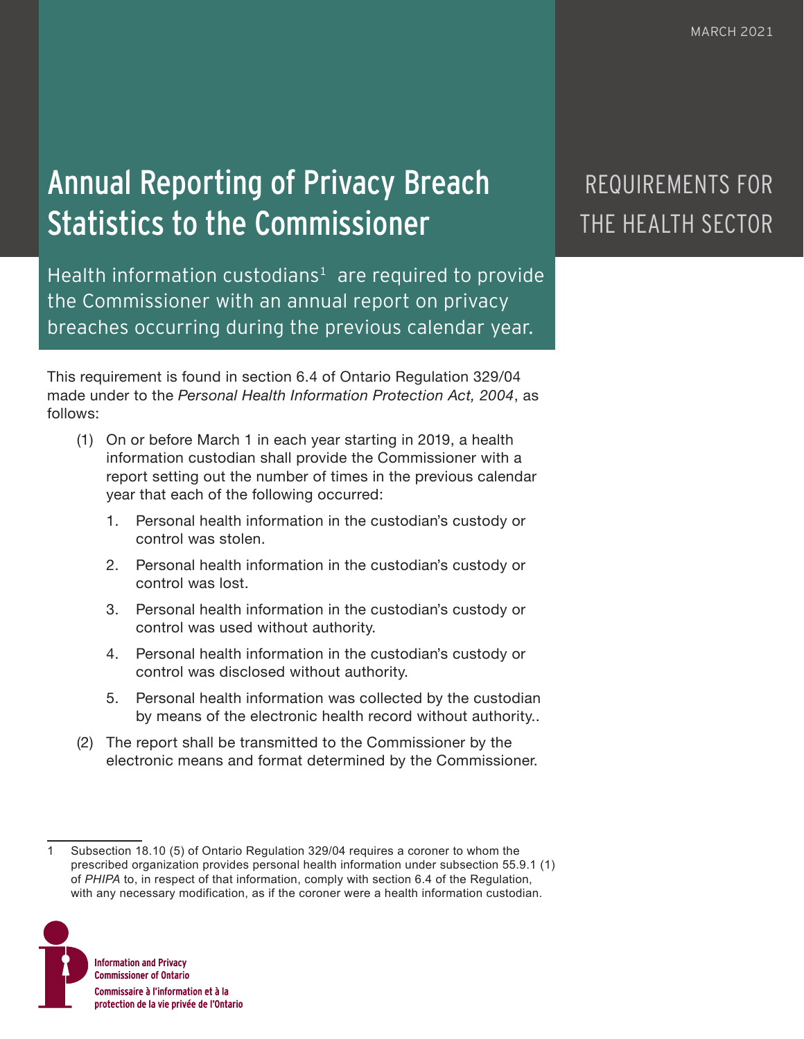MARCH 2021

# Annual Reporting of Privacy Breach Statistics to the Commissioner

## REQUIREMENTS FOR THE HEALTH SECTOR

Health information custodians[1] are required to provide the Commissioner with an annual report on privacy breaches occurring during the previous calendar year.

This requirement is found in section 6.4 of Ontario Regulation 329/04 made under to the *Personal Health Information Protection Act, 2004*, as follows:

(1) On or before March 1 in each year starting in 2019, a health information custodian shall provide the Commissioner with a report setting out the number of times in the previous calendar year that each of the following occurred:

1. Personal health information in the custodian's custody or control was stolen.
2. Personal health information in the custodian's custody or control was lost.
3. Personal health information in the custodian's custody or control was used without authority.
4. Personal health information in the custodian's custody or control was disclosed without authority.
5. Personal health information was collected by the custodian by means of the electronic health record without authority..

(2) The report shall be transmitted to the Commissioner by the electronic means and format determined by the Commissioner.

---

1 Subsection 18.10 (5) of Ontario Regulation 329/04 requires a coroner to whom the prescribed organization provides personal health information under subsection 55.9.1 (1) of *PHIPA* to, in respect of that information, comply with section 6.4 of the Regulation, with any necessary modification, as if the coroner were a health information custodian.

**Information and Privacy Commissioner of Ontario**
**Commissaire à l'information et à la protection de la vie privée de l'Ontario**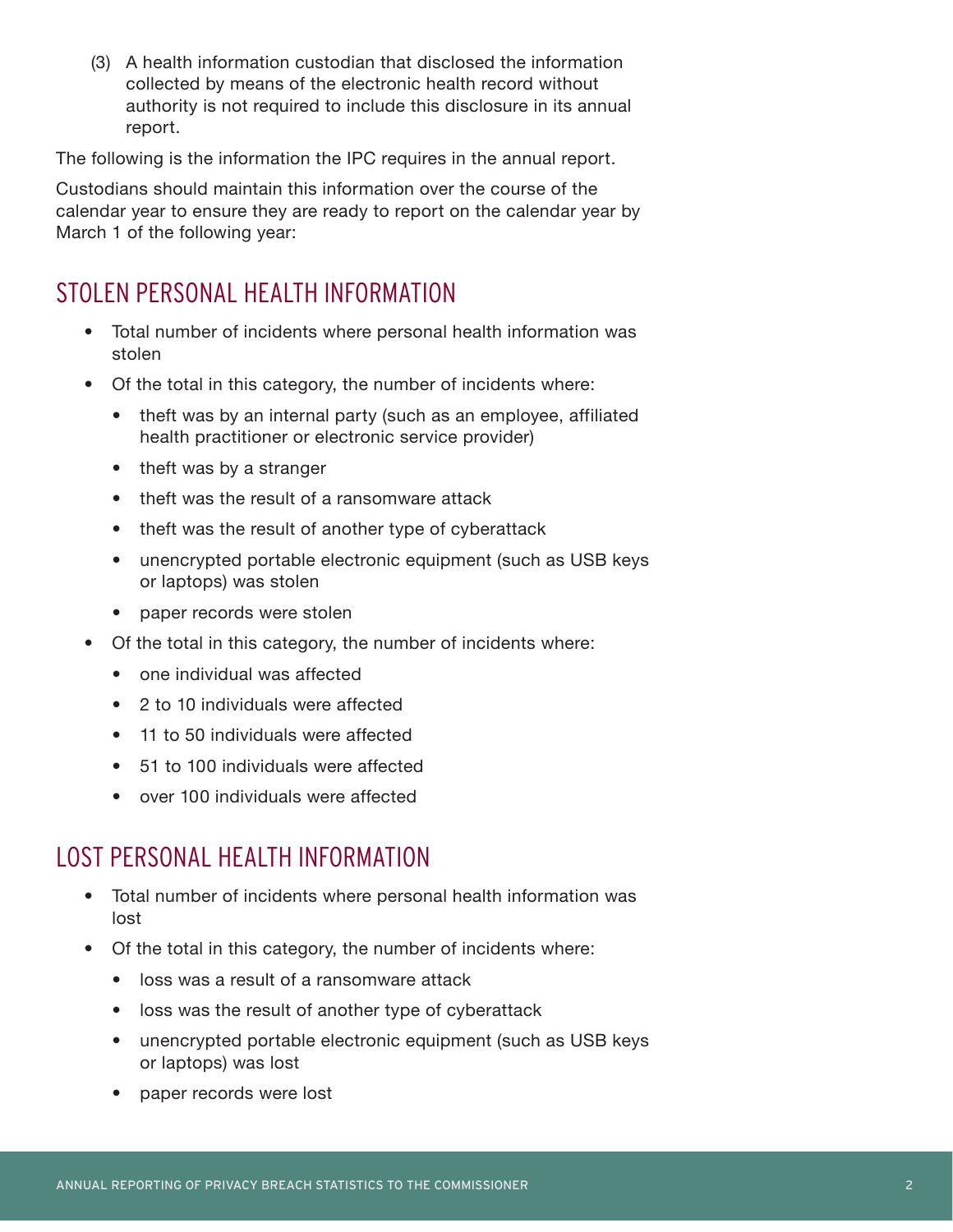(3) A health information custodian that disclosed the information collected by means of the electronic health record without authority is not required to include this disclosure in its annual report.

The following is the information the IPC requires in the annual report.

Custodians should maintain this information over the course of the calendar year to ensure they are ready to report on the calendar year by March 1 of the following year:

## STOLEN PERSONAL HEALTH INFORMATION

- Total number of incidents where personal health information was stolen
- Of the total in this category, the number of incidents where:
  - theft was by an internal party (such as an employee, affiliated health practitioner or electronic service provider)
  - theft was by a stranger
  - theft was the result of a ransomware attack
  - theft was the result of another type of cyberattack
  - unencrypted portable electronic equipment (such as USB keys or laptops) was stolen
  - paper records were stolen
- Of the total in this category, the number of incidents where:
  - one individual was affected
  - 2 to 10 individuals were affected
  - 11 to 50 individuals were affected
  - 51 to 100 individuals were affected
  - over 100 individuals were affected

## LOST PERSONAL HEALTH INFORMATION

- Total number of incidents where personal health information was lost
- Of the total in this category, the number of incidents where:
  - loss was a result of a ransomware attack
  - loss was the result of another type of cyberattack
  - unencrypted portable electronic equipment (such as USB keys or laptops) was lost
  - paper records were lost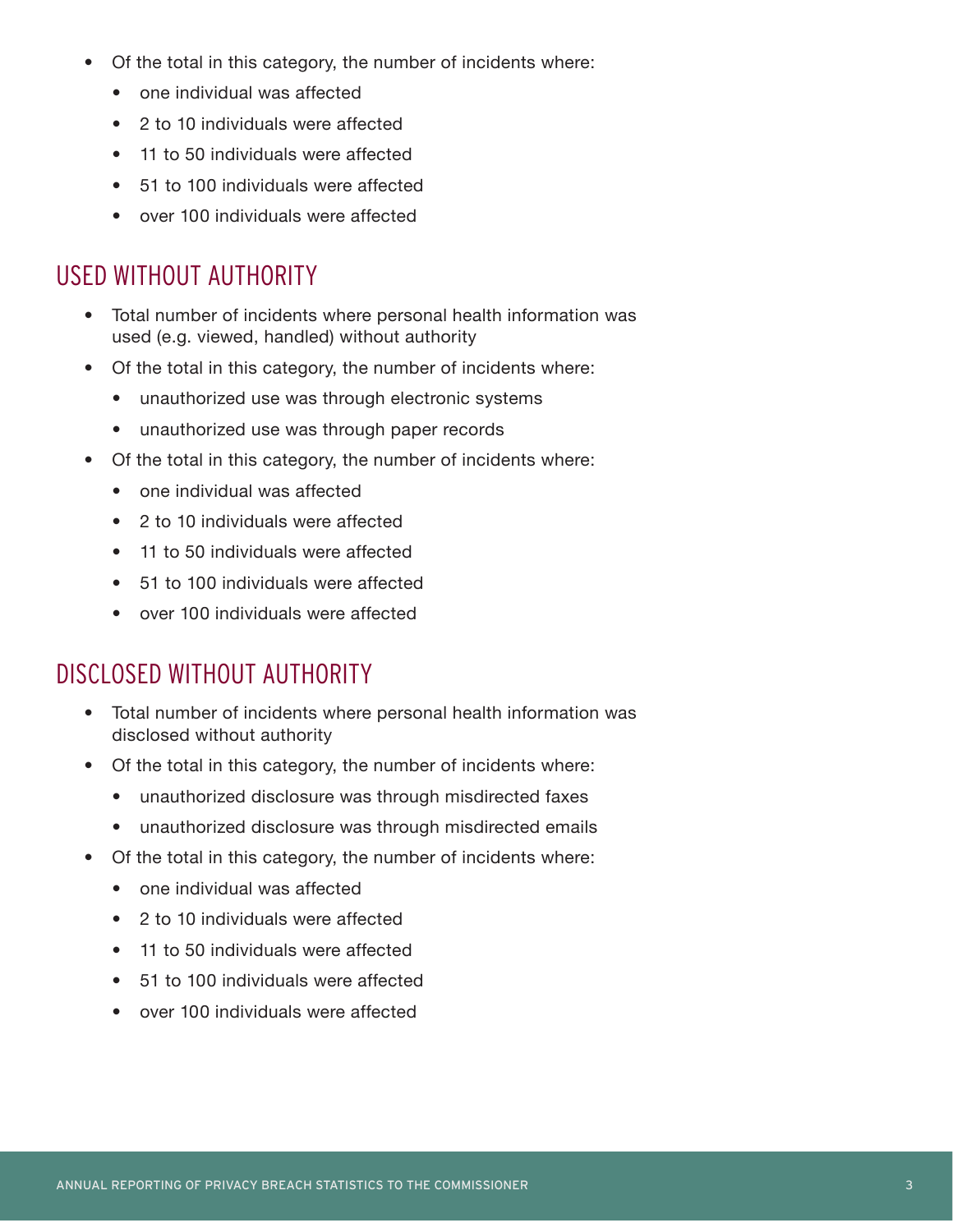- Of the total in this category, the number of incidents where:
  - one individual was affected
  - 2 to 10 individuals were affected
  - 11 to 50 individuals were affected
  - 51 to 100 individuals were affected
  - over 100 individuals were affected

## USED WITHOUT AUTHORITY

- Total number of incidents where personal health information was used (e.g. viewed, handled) without authority
- Of the total in this category, the number of incidents where:
  - unauthorized use was through electronic systems
  - unauthorized use was through paper records
- Of the total in this category, the number of incidents where:
  - one individual was affected
  - 2 to 10 individuals were affected
  - 11 to 50 individuals were affected
  - 51 to 100 individuals were affected
  - over 100 individuals were affected

## DISCLOSED WITHOUT AUTHORITY

- Total number of incidents where personal health information was disclosed without authority
- Of the total in this category, the number of incidents where:
  - unauthorized disclosure was through misdirected faxes
  - unauthorized disclosure was through misdirected emails
- Of the total in this category, the number of incidents where:
  - one individual was affected
  - 2 to 10 individuals were affected
  - 11 to 50 individuals were affected
  - 51 to 100 individuals were affected
  - over 100 individuals were affected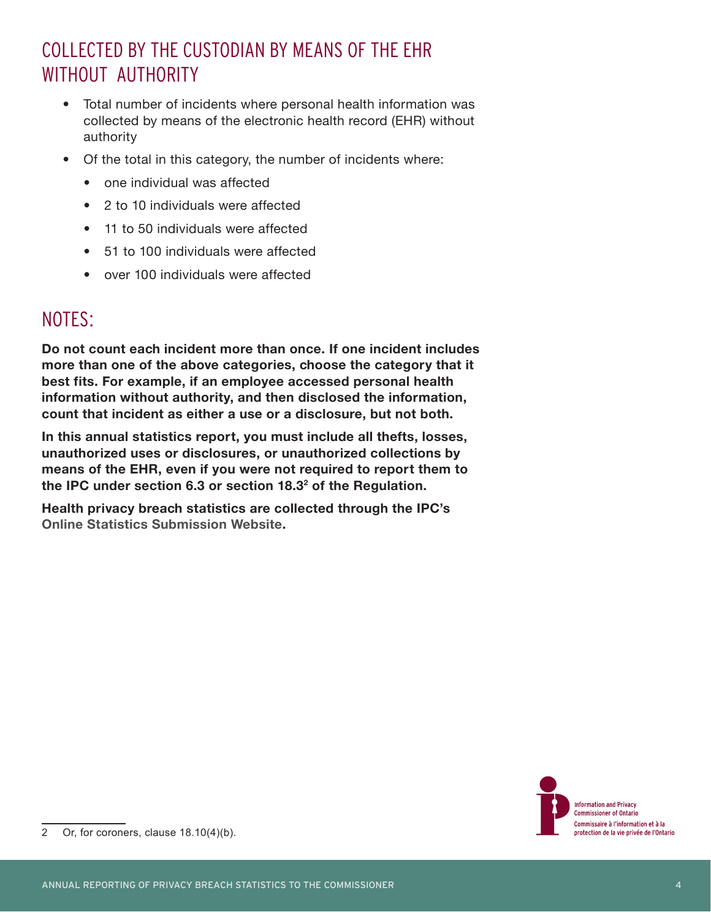## COLLECTED BY THE CUSTODIAN BY MEANS OF THE EHR WITHOUT AUTHORITY

- Total number of incidents where personal health information was collected by means of the electronic health record (EHR) without authority
- Of the total in this category, the number of incidents where:
  - one individual was affected
  - 2 to 10 individuals were affected
  - 11 to 50 individuals were affected
  - 51 to 100 individuals were affected
  - over 100 individuals were affected

## NOTES:

**Do not count each incident more than once. If one incident includes more than one of the above categories, choose the category that it best fits. For example, if an employee accessed personal health information without authority, and then disclosed the information, count that incident as either a use or a disclosure, but not both.**

**In this annual statistics report, you must include all thefts, losses, unauthorized uses or disclosures, or unauthorized collections by means of the EHR, even if you were not required to report them to the IPC under section 6.3 or section 18.3[2] of the Regulation.**

**Health privacy breach statistics are collected through the IPC's Online Statistics Submission Website.**

2 Or, for coroners, clause 18.10(4)(b).

Information and Privacy Commissioner of Ontario
Commissaire à l'information et à la protection de la vie privée de l'Ontario